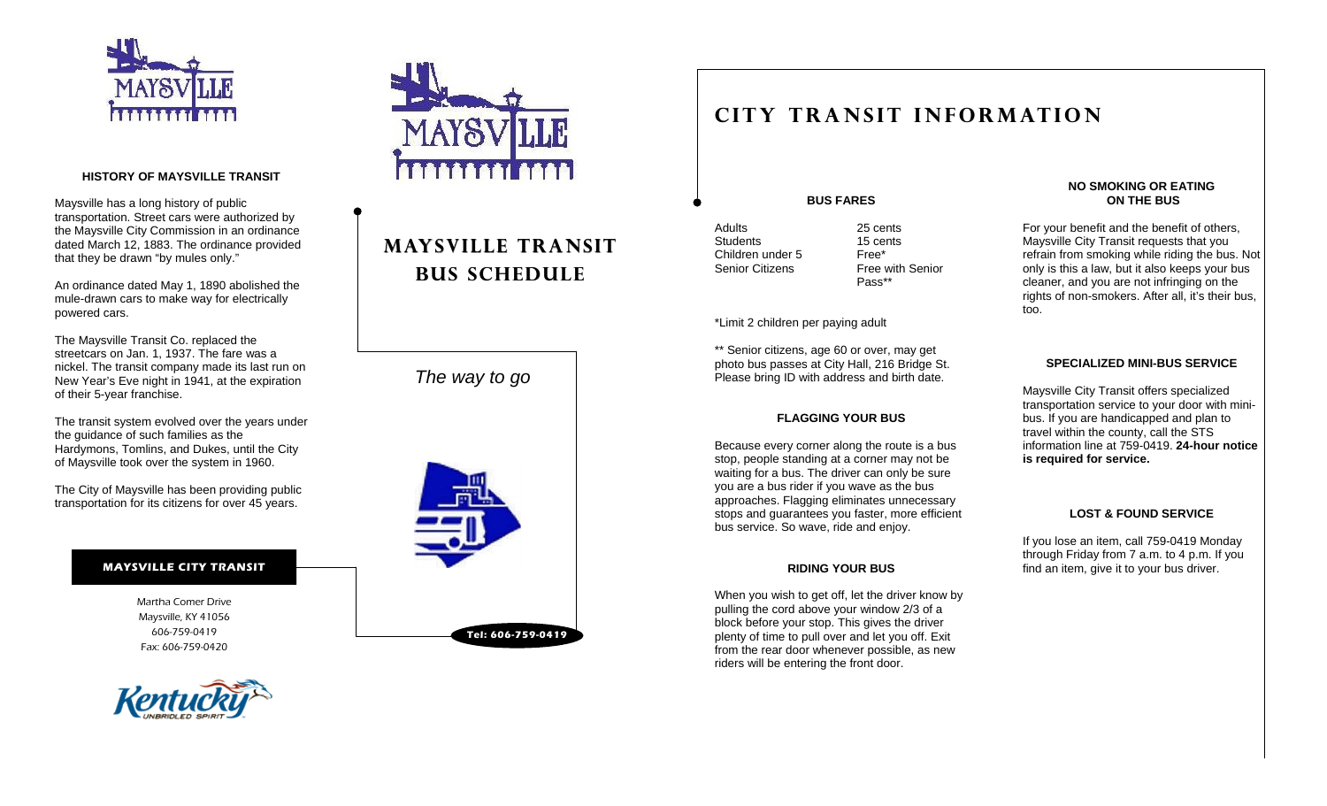## HISTORY OF MAYSVILLE TRANSIT

Maysville has a long history of public transportation. Street cars were authorized by the Maysville City Commission in an ordinance dated March 12, 1883. The ordinance provided that they be drawn "by mules only."

An ordinance dated May 1, 1890 abolished the mule-drawn cars to make way for electrically powered cars.

The Maysville Transit Co. replaced the streetcars on Jan. 1, 1937. The fare was a nickel. The transit company made its last run on New Year's Eve night in 1941, at the expiration of their 5-year franchise.

The transit system evolved over the years under the guidance of such families as the Hardymons, Tomlins, and Dukes, until the City of Maysville took over the system in 1960.

The City of Maysville has been providing public transportation for its citizens for over 45 years.

**MAYSVILLE CITY TRANSIT**

Martha Comer Drive
Maysville, KY 41056
606-759-0419
Fax: 606-759-0420

# MAYSVILLE TRANSIT BUS SCHEDULE

*The way to go*

**Tel: 606-759-0419**

# CITY TRANSIT INFORMATION

## BUS FARES

| | |
|---|---|
| Adults | 25 cents |
| Students | 15 cents |
| Children under 5 | Free* |
| Senior Citizens | Free with Senior Pass** |

*Limit 2 children per paying adult

** Senior citizens, age 60 or over, may get photo bus passes at City Hall, 216 Bridge St. Please bring ID with address and birth date.

## FLAGGING YOUR BUS

Because every corner along the route is a bus stop, people standing at a corner may not be waiting for a bus. The driver can only be sure you are a bus rider if you wave as the bus approaches. Flagging eliminates unnecessary stops and guarantees you faster, more efficient bus service. So wave, ride and enjoy.

## RIDING YOUR BUS

When you wish to get off, let the driver know by pulling the cord above your window 2/3 of a block before your stop. This gives the driver plenty of time to pull over and let you off. Exit from the rear door whenever possible, as new riders will be entering the front door.

## NO SMOKING OR EATING ON THE BUS

For your benefit and the benefit of others, Maysville City Transit requests that you refrain from smoking while riding the bus. Not only is this a law, but it also keeps your bus cleaner, and you are not infringing on the rights of non-smokers. After all, it's their bus, too.

## SPECIALIZED MINI-BUS SERVICE

Maysville City Transit offers specialized transportation service to your door with mini-bus. If you are handicapped and plan to travel within the county, call the STS information line at 759-0419. **24-hour notice is required for service.**

## LOST & FOUND SERVICE

If you lose an item, call 759-0419 Monday through Friday from 7 a.m. to 4 p.m. If you find an item, give it to your bus driver.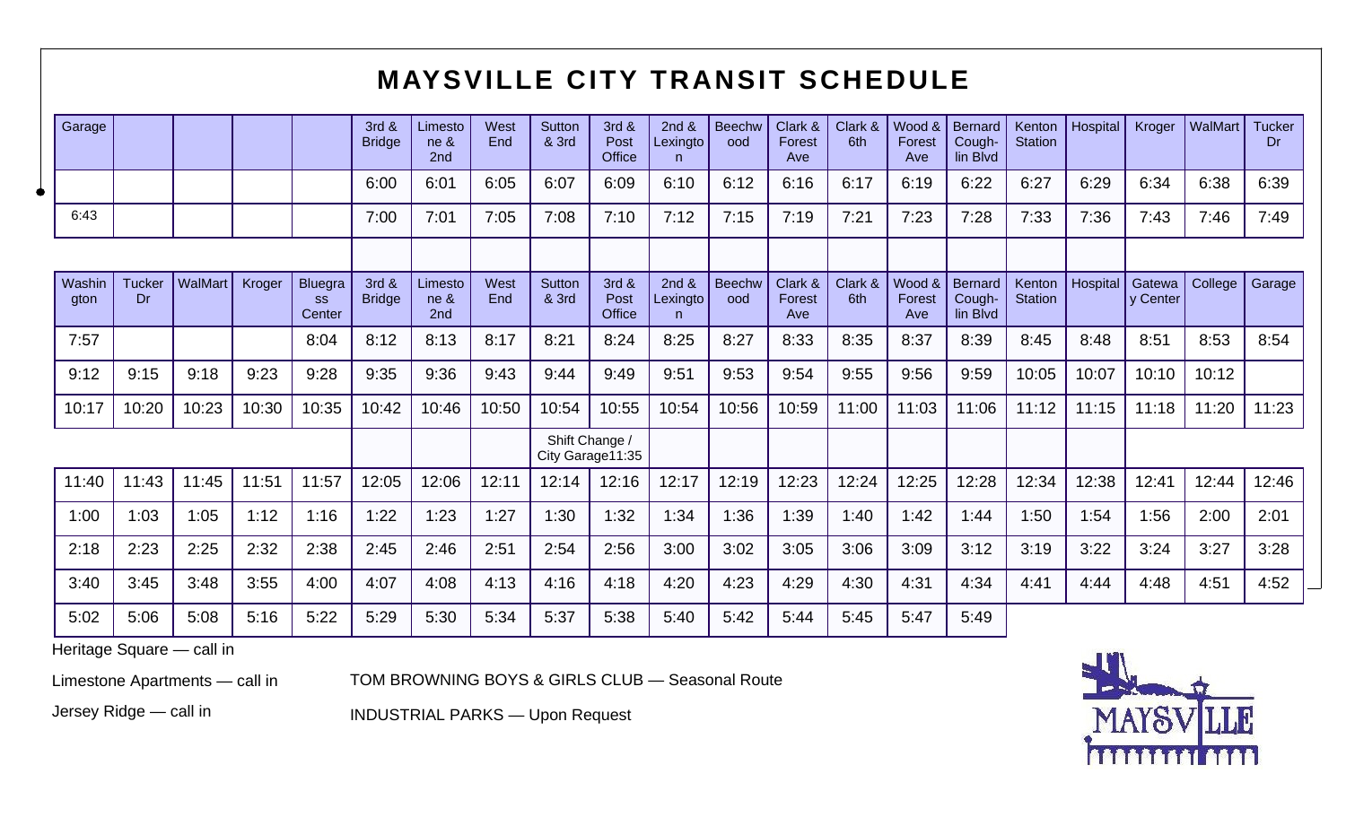# MAYSVILLE CITY TRANSIT SCHEDULE

| Garage | | | | | 3rd & Bridge | Limestone & 2nd | West End | Sutton & 3rd | 3rd & Post Office | 2nd & Lexington | Beechwood | Clark & Forest Ave | Clark & 6th | Wood & Forest Ave | Bernard Cough-lin Blvd | Kenton Station | Hospital | Kroger | WalMart | Tucker Dr |
|---|---|---|---|---|---|---|---|---|---|---|---|---|---|---|---|---|---|---|---|---|
| | | | | | 6:00 | 6:01 | 6:05 | 6:07 | 6:09 | 6:10 | 6:12 | 6:16 | 6:17 | 6:19 | 6:22 | 6:27 | 6:29 | 6:34 | 6:38 | 6:39 |
| 6:43 | | | | | 7:00 | 7:01 | 7:05 | 7:08 | 7:10 | 7:12 | 7:15 | 7:19 | 7:21 | 7:23 | 7:28 | 7:33 | 7:36 | 7:43 | 7:46 | 7:49 |
| | | | | | | | | | | | | | | | | | | | | |
| Washington | Tucker Dr | WalMart | Kroger | Bluegrass Center | 3rd & Bridge | Limestone & 2nd | West End | Sutton & 3rd | 3rd & Post Office | 2nd & Lexington | Beechwood | Clark & Forest Ave | Clark & 6th | Wood & Forest Ave | Bernard Cough-lin Blvd | Kenton Station | Hospital | Gateway Center | College | Garage |
| 7:57 | | | | 8:04 | 8:12 | 8:13 | 8:17 | 8:21 | 8:24 | 8:25 | 8:27 | 8:33 | 8:35 | 8:37 | 8:39 | 8:45 | 8:48 | 8:51 | 8:53 | 8:54 |
| 9:12 | 9:15 | 9:18 | 9:23 | 9:28 | 9:35 | 9:36 | 9:43 | 9:44 | 9:49 | 9:51 | 9:53 | 9:54 | 9:55 | 9:56 | 9:59 | 10:05 | 10:07 | 10:10 | 10:12 | |
| 10:17 | 10:20 | 10:23 | 10:30 | 10:35 | 10:42 | 10:46 | 10:50 | 10:54 | 10:55 | 10:54 | 10:56 | 10:59 | 11:00 | 11:03 | 11:06 | 11:12 | 11:15 | 11:18 | 11:20 | 11:23 |
| | | | | | | | | Shift Change / City Garage11:35 | | | | | | | | | | | | |
| 11:40 | 11:43 | 11:45 | 11:51 | 11:57 | 12:05 | 12:06 | 12:11 | 12:14 | 12:16 | 12:17 | 12:19 | 12:23 | 12:24 | 12:25 | 12:28 | 12:34 | 12:38 | 12:41 | 12:44 | 12:46 |
| 1:00 | 1:03 | 1:05 | 1:12 | 1:16 | 1:22 | 1:23 | 1:27 | 1:30 | 1:32 | 1:34 | 1:36 | 1:39 | 1:40 | 1:42 | 1:44 | 1:50 | 1:54 | 1:56 | 2:00 | 2:01 |
| 2:18 | 2:23 | 2:25 | 2:32 | 2:38 | 2:45 | 2:46 | 2:51 | 2:54 | 2:56 | 3:00 | 3:02 | 3:05 | 3:06 | 3:09 | 3:12 | 3:19 | 3:22 | 3:24 | 3:27 | 3:28 |
| 3:40 | 3:45 | 3:48 | 3:55 | 4:00 | 4:07 | 4:08 | 4:13 | 4:16 | 4:18 | 4:20 | 4:23 | 4:29 | 4:30 | 4:31 | 4:34 | 4:41 | 4:44 | 4:48 | 4:51 | 4:52 |
| 5:02 | 5:06 | 5:08 | 5:16 | 5:22 | 5:29 | 5:30 | 5:34 | 5:37 | 5:38 | 5:40 | 5:42 | 5:44 | 5:45 | 5:47 | 5:49 | | | | | |

Heritage Square — call in

Limestone Apartments — call in

Jersey Ridge — call in

TOM BROWNING BOYS & GIRLS CLUB — Seasonal Route

INDUSTRIAL PARKS — Upon Request

MAYSVILLE